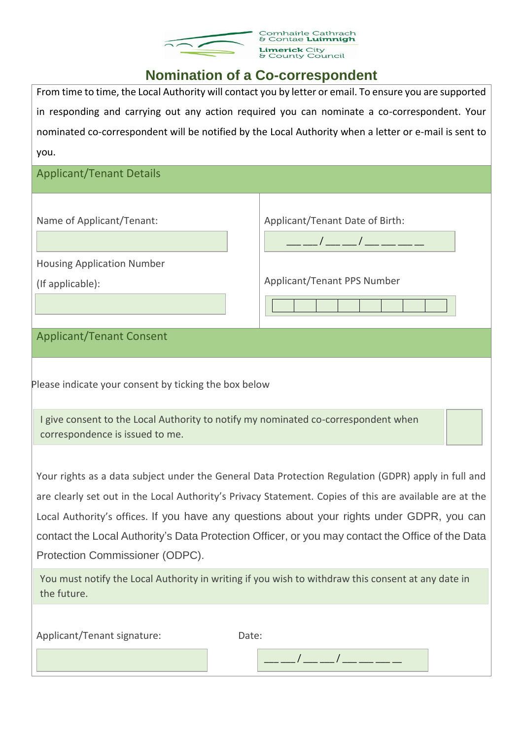Comhairle Cathrach & Contae Luimnigh
Limerick City & County Council

# Nomination of a Co-correspondent

From time to time, the Local Authority will contact you by letter or email. To ensure you are supported in responding and carrying out any action required you can nominate a co-correspondent. Your nominated co-correspondent will be notified by the Local Authority when a letter or e-mail is sent to you.

## Applicant/Tenant Details

Name of Applicant/Tenant:

Applicant/Tenant Date of Birth:

__ __ / __ __ / __ __ __ __

Housing Application Number (If applicable):

Applicant/Tenant PPS Number

| | | | | | | | |
|---|---|---|---|---|---|---|---|
| | | | | | | | |

## Applicant/Tenant Consent

Please indicate your consent by ticking the box below

I give consent to the Local Authority to notify my nominated co-correspondent when correspondence is issued to me. ☐

Your rights as a data subject under the General Data Protection Regulation (GDPR) apply in full and are clearly set out in the Local Authority's Privacy Statement. Copies of this are available are at the Local Authority's offices. If you have any questions about your rights under GDPR, you can contact the Local Authority's Data Protection Officer, or you may contact the Office of the Data Protection Commissioner (ODPC).

You must notify the Local Authority in writing if you wish to withdraw this consent at any date in the future.

Applicant/Tenant signature:

Date:

__ __ / __ __ / __ __ __ __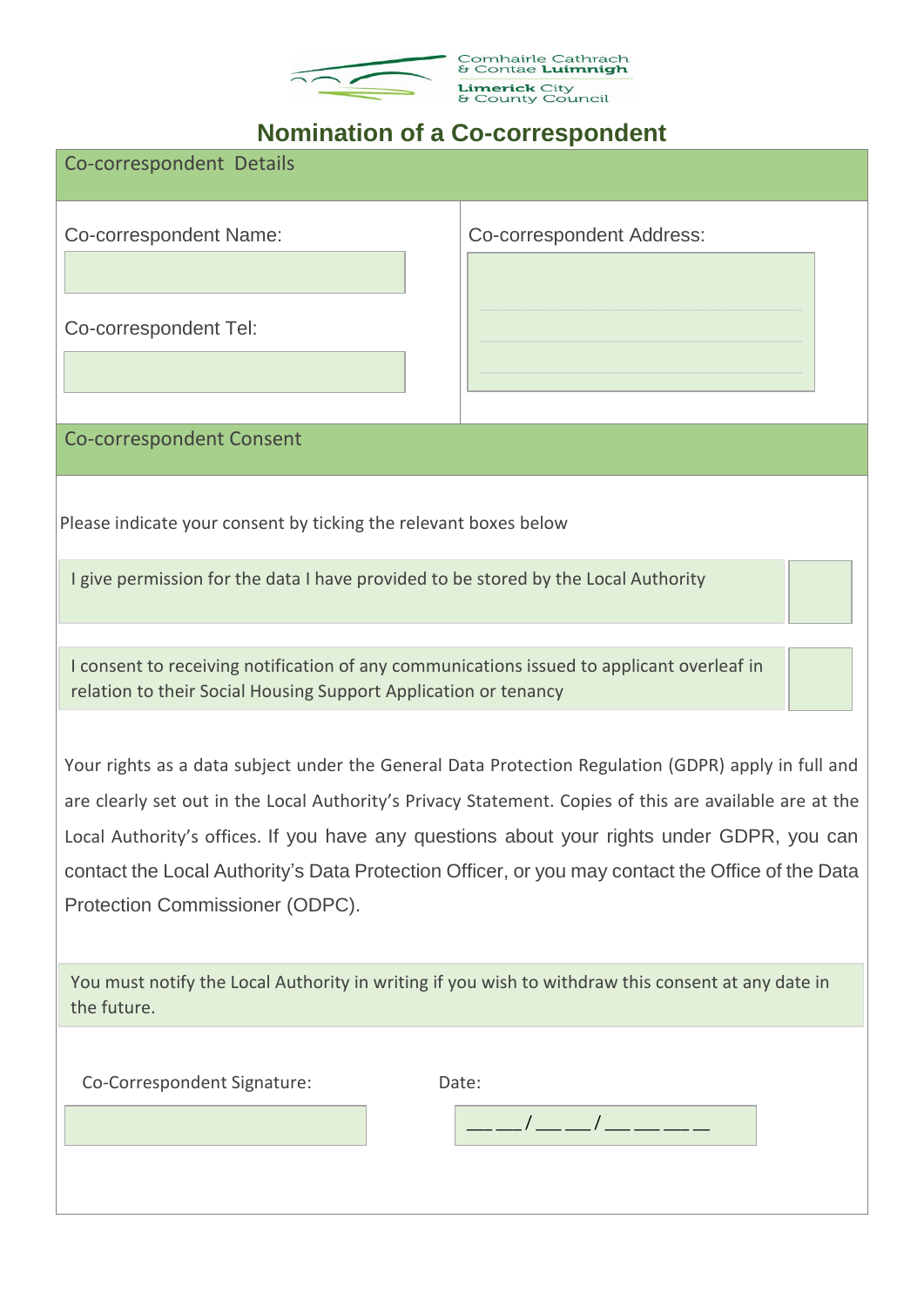Comhairle Cathrach & Contae Luimnigh

Limerick City & County Council

## Nomination of a Co-correspondent

### Co-correspondent Details

Co-correspondent Name:

Co-correspondent Tel:

Co-correspondent Address:

### Co-correspondent Consent

Please indicate your consent by ticking the relevant boxes below

I give permission for the data I have provided to be stored by the Local Authority ☐

I consent to receiving notification of any communications issued to applicant overleaf in relation to their Social Housing Support Application or tenancy ☐

Your rights as a data subject under the General Data Protection Regulation (GDPR) apply in full and are clearly set out in the Local Authority's Privacy Statement. Copies of this are available are at the Local Authority's offices. If you have any questions about your rights under GDPR, you can contact the Local Authority's Data Protection Officer, or you may contact the Office of the Data Protection Commissioner (ODPC).

You must notify the Local Authority in writing if you wish to withdraw this consent at any date in the future.

Co-Correspondent Signature:

Date: __ __/__ __/__ __ __ __